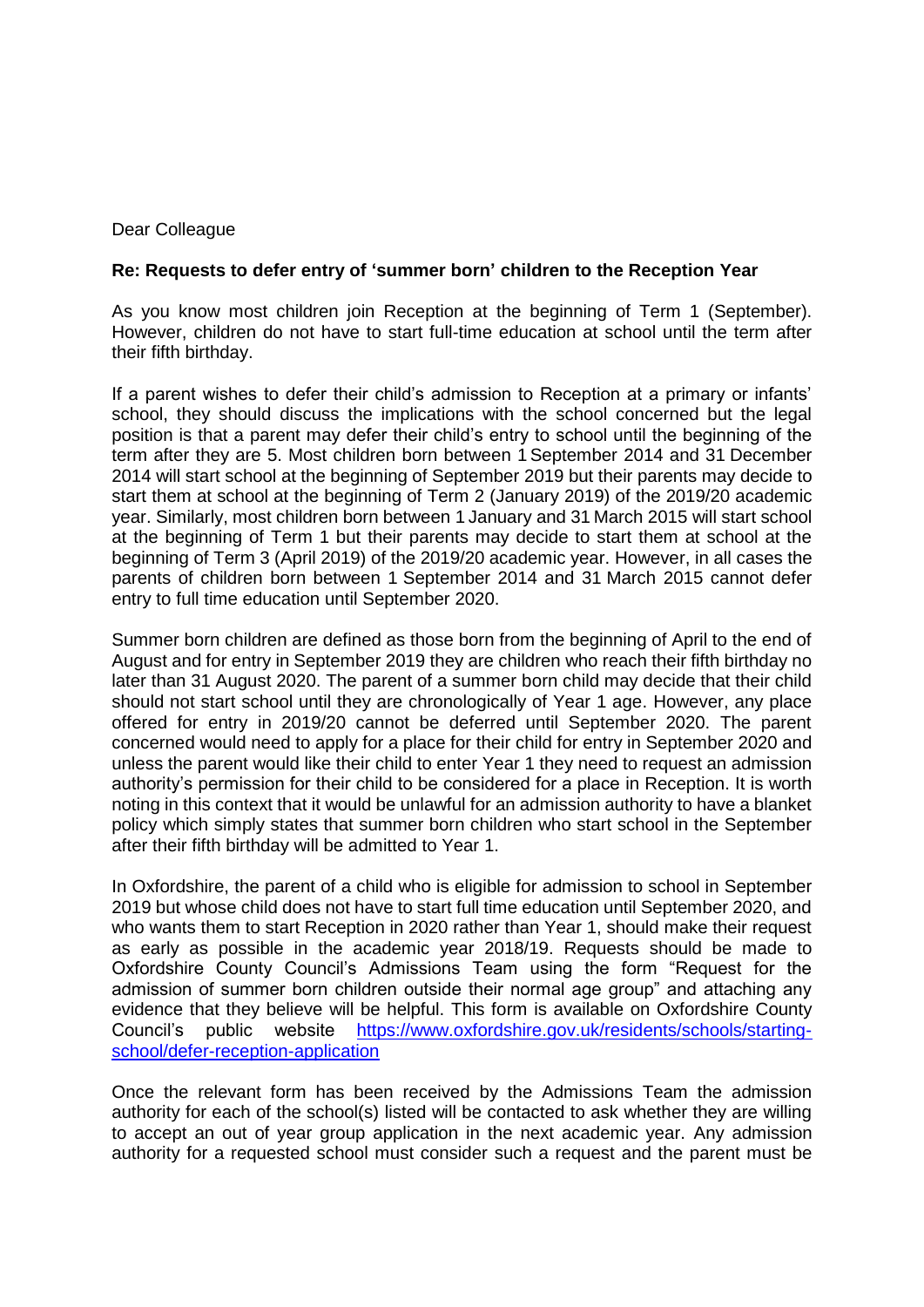Dear Colleague

**Re: Requests to defer entry of 'summer born' children to the Reception Year**

As you know most children join Reception at the beginning of Term 1 (September). However, children do not have to start full-time education at school until the term after their fifth birthday.

If a parent wishes to defer their child's admission to Reception at a primary or infants' school, they should discuss the implications with the school concerned but the legal position is that a parent may defer their child's entry to school until the beginning of the term after they are 5. Most children born between 1 September 2014 and 31 December 2014 will start school at the beginning of September 2019 but their parents may decide to start them at school at the beginning of Term 2 (January 2019) of the 2019/20 academic year. Similarly, most children born between 1 January and 31 March 2015 will start school at the beginning of Term 1 but their parents may decide to start them at school at the beginning of Term 3 (April 2019) of the 2019/20 academic year. However, in all cases the parents of children born between 1 September 2014 and 31 March 2015 cannot defer entry to full time education until September 2020.

Summer born children are defined as those born from the beginning of April to the end of August and for entry in September 2019 they are children who reach their fifth birthday no later than 31 August 2020. The parent of a summer born child may decide that their child should not start school until they are chronologically of Year 1 age. However, any place offered for entry in 2019/20 cannot be deferred until September 2020. The parent concerned would need to apply for a place for their child for entry in September 2020 and unless the parent would like their child to enter Year 1 they need to request an admission authority's permission for their child to be considered for a place in Reception. It is worth noting in this context that it would be unlawful for an admission authority to have a blanket policy which simply states that summer born children who start school in the September after their fifth birthday will be admitted to Year 1.

In Oxfordshire, the parent of a child who is eligible for admission to school in September 2019 but whose child does not have to start full time education until September 2020, and who wants them to start Reception in 2020 rather than Year 1, should make their request as early as possible in the academic year 2018/19. Requests should be made to Oxfordshire County Council's Admissions Team using the form "Request for the admission of summer born children outside their normal age group" and attaching any evidence that they believe will be helpful. This form is available on Oxfordshire County Council's public website [https://www.oxfordshire.gov.uk/residents/schools/starting-school/defer-reception-application](https://www.oxfordshire.gov.uk/residents/schools/starting-school/defer-reception-application)

Once the relevant form has been received by the Admissions Team the admission authority for each of the school(s) listed will be contacted to ask whether they are willing to accept an out of year group application in the next academic year. Any admission authority for a requested school must consider such a request and the parent must be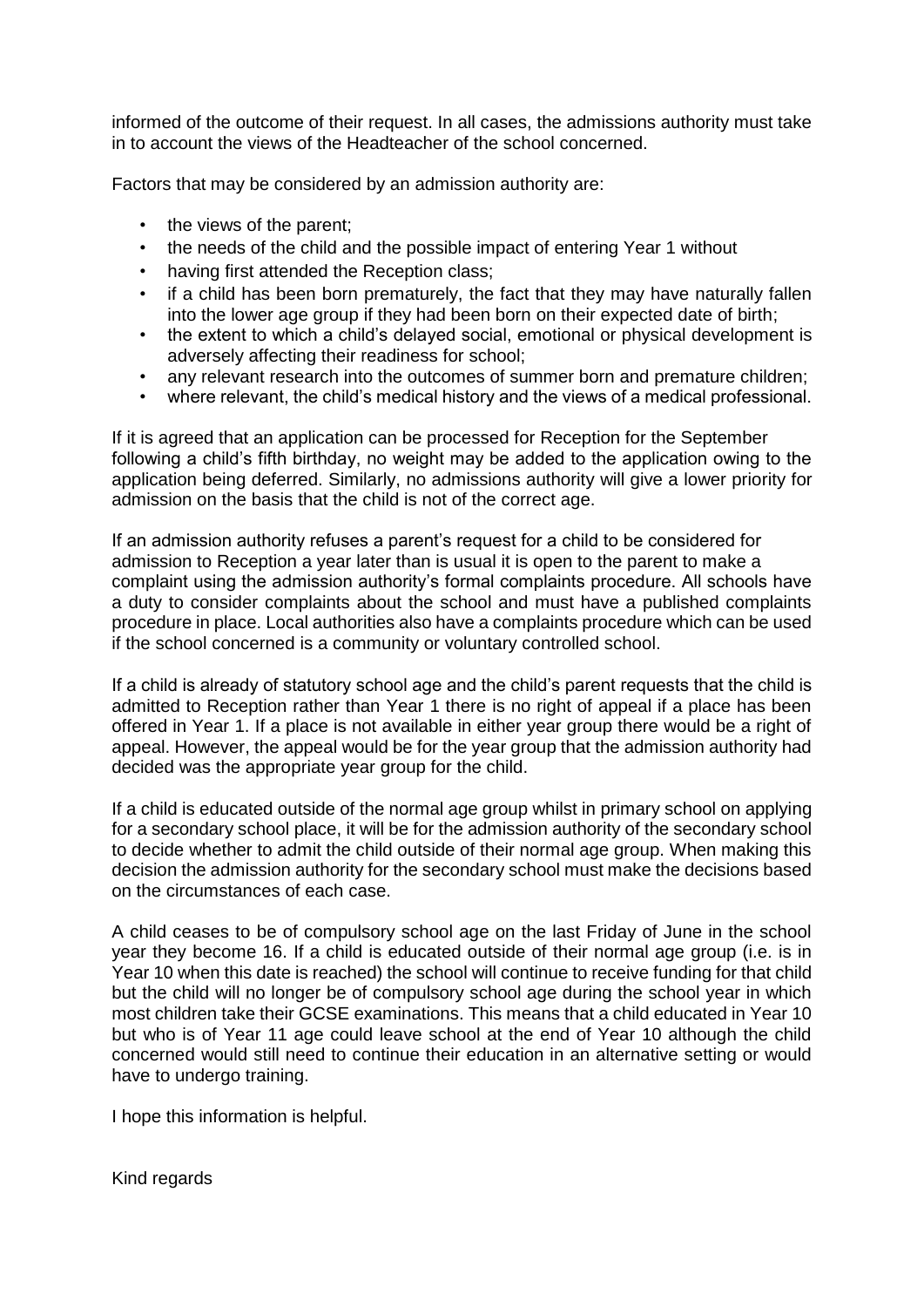informed of the outcome of their request. In all cases, the admissions authority must take in to account the views of the Headteacher of the school concerned.

Factors that may be considered by an admission authority are:

- the views of the parent;
- the needs of the child and the possible impact of entering Year 1 without
- having first attended the Reception class;
- if a child has been born prematurely, the fact that they may have naturally fallen into the lower age group if they had been born on their expected date of birth;
- the extent to which a child's delayed social, emotional or physical development is adversely affecting their readiness for school;
- any relevant research into the outcomes of summer born and premature children;
- where relevant, the child's medical history and the views of a medical professional.

If it is agreed that an application can be processed for Reception for the September following a child's fifth birthday, no weight may be added to the application owing to the application being deferred. Similarly, no admissions authority will give a lower priority for admission on the basis that the child is not of the correct age.

If an admission authority refuses a parent's request for a child to be considered for admission to Reception a year later than is usual it is open to the parent to make a complaint using the admission authority's formal complaints procedure. All schools have a duty to consider complaints about the school and must have a published complaints procedure in place. Local authorities also have a complaints procedure which can be used if the school concerned is a community or voluntary controlled school.

If a child is already of statutory school age and the child's parent requests that the child is admitted to Reception rather than Year 1 there is no right of appeal if a place has been offered in Year 1. If a place is not available in either year group there would be a right of appeal. However, the appeal would be for the year group that the admission authority had decided was the appropriate year group for the child.

If a child is educated outside of the normal age group whilst in primary school on applying for a secondary school place, it will be for the admission authority of the secondary school to decide whether to admit the child outside of their normal age group. When making this decision the admission authority for the secondary school must make the decisions based on the circumstances of each case.

A child ceases to be of compulsory school age on the last Friday of June in the school year they become 16. If a child is educated outside of their normal age group (i.e. is in Year 10 when this date is reached) the school will continue to receive funding for that child but the child will no longer be of compulsory school age during the school year in which most children take their GCSE examinations. This means that a child educated in Year 10 but who is of Year 11 age could leave school at the end of Year 10 although the child concerned would still need to continue their education in an alternative setting or would have to undergo training.

I hope this information is helpful.

Kind regards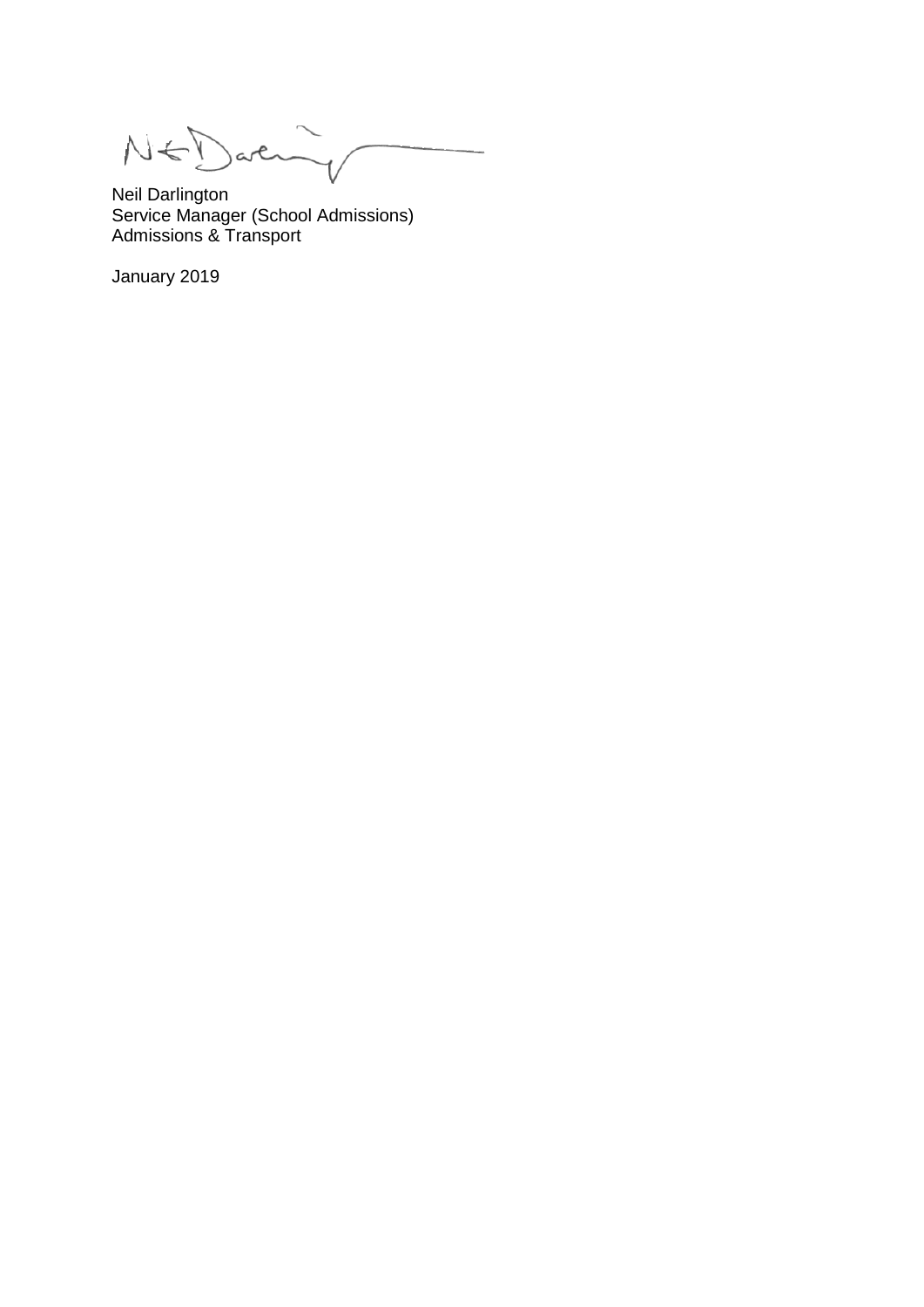Neil Darlington
Service Manager (School Admissions)
Admissions & Transport

January 2019